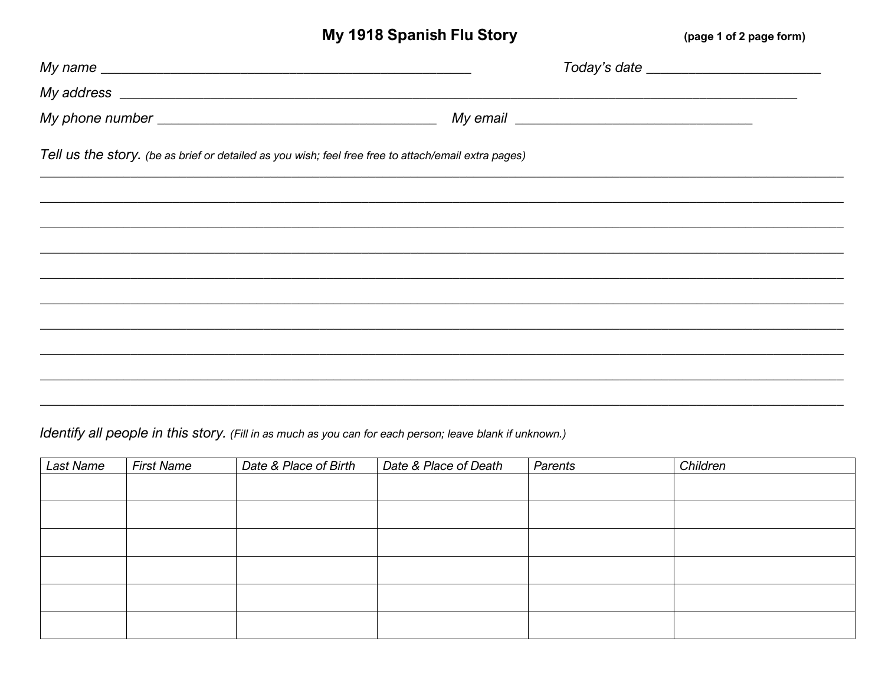# My 1918 Spanish Flu Story

(page 1 of 2 page form)

*My name* ______________________________________________ *Today's date* ______________________

*My address* ______________________________________________________________________________

*My phone number* ___________________________________ *My email* ______________________________

*Tell us the story.* *(be as brief or detailed as you wish; feel free free to attach/email extra pages)*

__________________________________________________________________________________________

__________________________________________________________________________________________

__________________________________________________________________________________________

__________________________________________________________________________________________

__________________________________________________________________________________________

__________________________________________________________________________________________

__________________________________________________________________________________________

__________________________________________________________________________________________

__________________________________________________________________________________________

__________________________________________________________________________________________

*Identify all people in this story.* *(Fill in as much as you can for each person; leave blank if unknown.)*

| *Last Name* | *First Name* | *Date & Place of Birth* | *Date & Place of Death* | *Parents* | *Children* |
| --- | --- | --- | --- | --- | --- |
| | | | | | |
| | | | | | |
| | | | | | |
| | | | | | |
| | | | | | |
| | | | | | |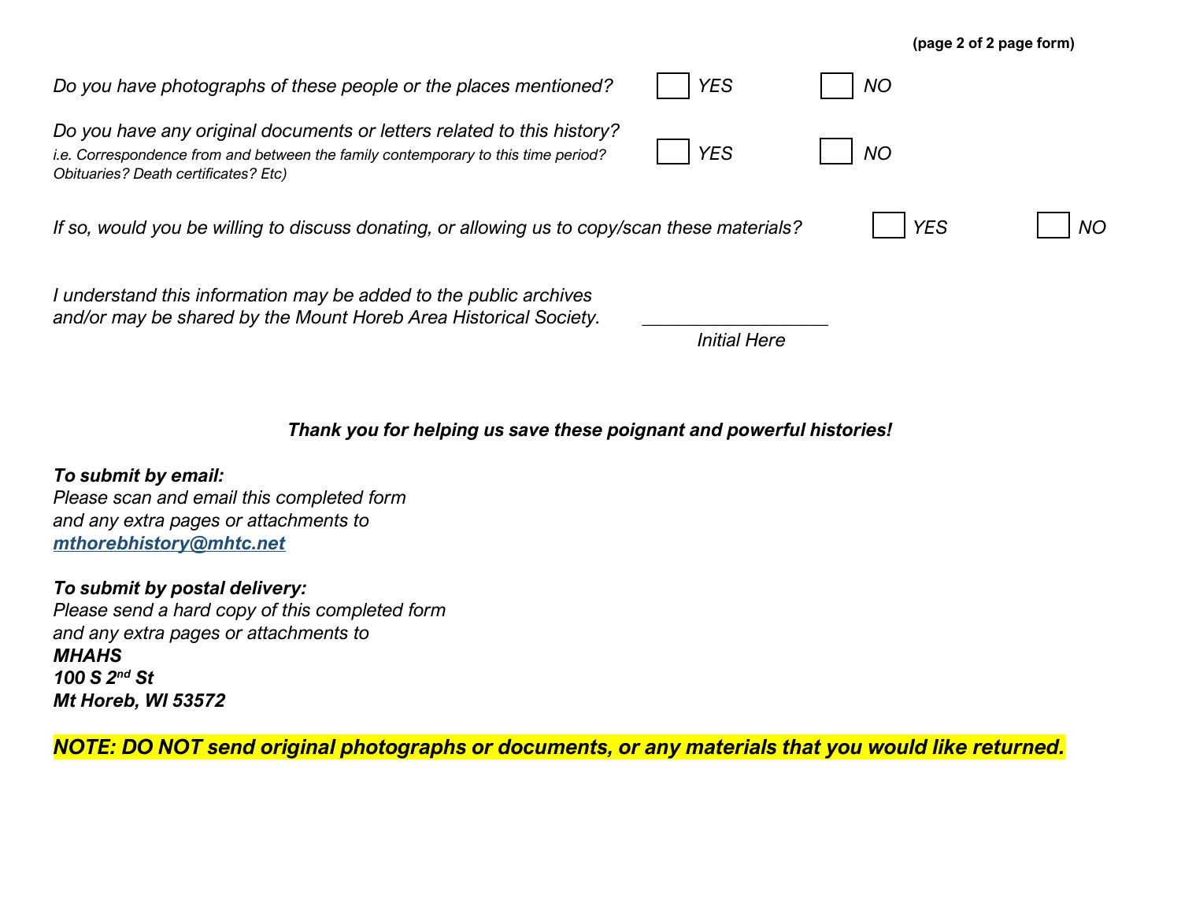*Do you have photographs of these people or the places mentioned?* ☐ *YES* ☐ *NO*

*Do you have any original documents or letters related to this history?*
*i.e. Correspondence from and between the family contemporary to this time period? Obituaries? Death certificates? Etc)* ☐ *YES* ☐ *NO*

*If so, would you be willing to discuss donating, or allowing us to copy/scan these materials?* ☐ *YES* ☐ *NO*

*I understand this information may be added to the public archives and/or may be shared by the Mount Horeb Area Historical Society.* ____________________
*Initial Here*

***Thank you for helping us save these poignant and powerful histories!***

***To submit by email:***
*Please scan and email this completed form and any extra pages or attachments to*
***mthorebhistory@mhtc.net***

***To submit by postal delivery:***
*Please send a hard copy of this completed form and any extra pages or attachments to*
***MHAHS***
***100 S 2nd St***
***Mt Horeb, WI 53572***

***NOTE: DO NOT send original photographs or documents, or any materials that you would like returned.***